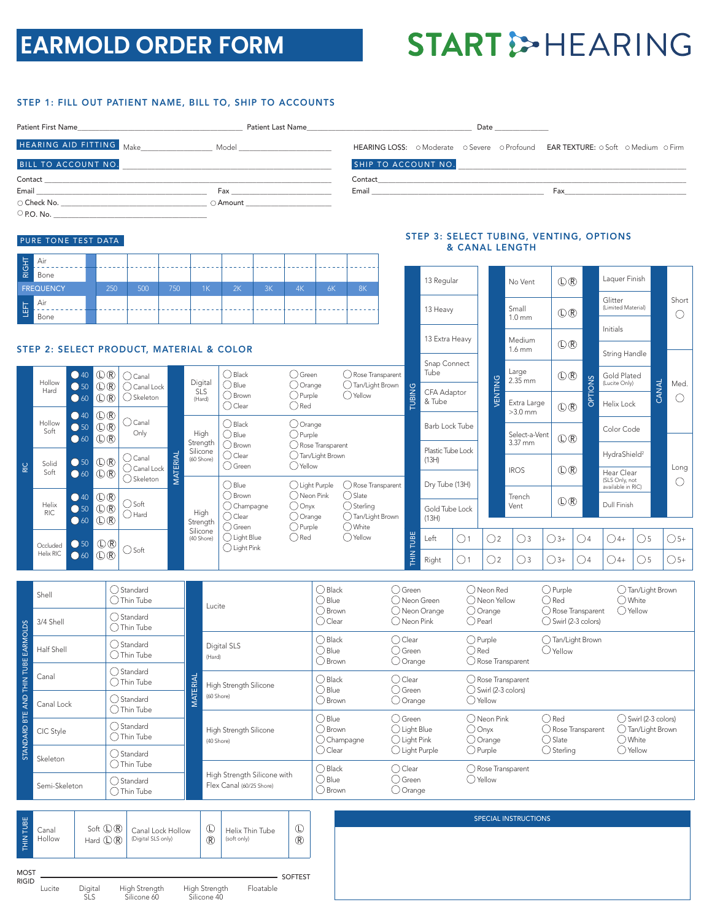# EARMOLD ORDER FORM

START HEARING

## STEP 1: FILL OUT PATIENT NAME, BILL TO, SHIP TO ACCOUNTS

Patient First Name\_\_\_\_\_\_\_\_\_\_\_\_\_\_\_\_ Patient Last Name\_\_\_\_\_\_\_\_\_\_\_\_\_\_\_\_ Date \_\_\_\_\_\_\_\_

**HEARING AID FITTING** Make\_\_\_\_\_\_\_\_ Model \_\_\_\_\_\_\_\_

HEARING LOSS: ○ Moderate ○ Severe ○ Profound

EAR TEXTURE: ○ Soft ○ Medium ○ Firm

**BILL TO ACCOUNT NO.** \_\_\_\_\_\_\_\_

Contact \_\_\_\_\_\_\_\_

Email \_\_\_\_\_\_\_\_ Fax \_\_\_\_\_\_\_\_

○ Check No. \_\_\_\_\_\_\_\_ ○ Amount \_\_\_\_\_\_\_\_

○ P.O. No. \_\_\_\_\_\_\_\_

**SHIP TO ACCOUNT NO.** \_\_\_\_\_\_\_\_

Contact \_\_\_\_\_\_\_\_

Email \_\_\_\_\_\_\_\_ Fax \_\_\_\_\_\_\_\_

### PURE TONE TEST DATA

| | | | | | | | | | | |
|---|---|---|---|---|---|---|---|---|---|---|
| RIGHT | Air | | | | | | | | | |
| | Bone | | | | | | | | | |
| FREQUENCY | | 250 | 500 | 750 | 1K | 2K | 3K | 4K | 6K | 8K |
| LEFT | Air | | | | | | | | | |
| | Bone | | | | | | | | | |

## STEP 2: SELECT PRODUCT, MATERIAL & COLOR

| RIC | Size | L/R | Style | MATERIAL | Colors |
|---|---|---|---|---|---|
| Hollow Hard | ● 40 / ● 50 / ● 60 | Ⓛ Ⓡ | ○ Canal ○ Canal Lock ○ Skeleton | Digital SLS (Hard) | ○ Black ○ Blue ○ Brown ○ Clear ○ Green ○ Orange ○ Purple ○ Red ○ Rose Transparent ○ Tan/Light Brown ○ Yellow |
| Hollow Soft | ● 40 / ● 50 / ● 60 | Ⓛ Ⓡ | ○ Canal Only | High Strength Silicone (60 Shore) | ○ Black ○ Blue ○ Brown ○ Clear ○ Green ○ Orange ○ Purple ○ Rose Transparent ○ Tan/Light Brown ○ Yellow |
| Solid Soft | ● 50 / ● 60 | Ⓛ Ⓡ | ○ Canal ○ Canal Lock ○ Skeleton | | |
| Helix RIC | ● 40 / ● 50 / ● 60 | Ⓛ Ⓡ | ○ Soft ○ Hard | High Strength Silicone (40 Shore) | ○ Blue ○ Brown ○ Champagne ○ Clear ○ Green ○ Light Blue ○ Light Pink ○ Light Purple ○ Neon Pink ○ Onyx ○ Orange ○ Purple ○ Red ○ Rose Transparent ○ Slate ○ Sterling ○ Tan/Light Brown ○ White ○ Yellow |
| Occluded Helix RIC | ● 50 / ● 60 | Ⓛ Ⓡ | ○ Soft | | |

## STEP 3: SELECT TUBING, VENTING, OPTIONS & CANAL LENGTH

| TUBING | VENTING | | OPTIONS | CANAL |
|---|---|---|---|---|
| 13 Regular | No Vent | Ⓛ Ⓡ | Laquer Finish | Short ○ |
| 13 Heavy | Small 1.0 mm | Ⓛ Ⓡ | Glitter (Limited Material) | |
| 13 Extra Heavy | Medium 1.6 mm | Ⓛ Ⓡ | Initials | |
| Snap Connect Tube | Large 2.35 mm | Ⓛ Ⓡ | String Handle | Med. ○ |
| CFA Adaptor & Tube | Extra Large >3.0 mm | Ⓛ Ⓡ | Gold Plated (Lucite Only) | |
| Barb Lock Tube | Select-a-Vent 3.37 mm | Ⓛ Ⓡ | Helix Lock | |
| Plastic Tube Lock (13H) | IROS | Ⓛ Ⓡ | Color Code | Long ○ |
| Dry Tube (13H) | Trench Vent | Ⓛ Ⓡ | HydraShield[2] | |
| Gold Tube Lock (13H) | | | Hear Clear (SLS Only, not available in RIC) | |
| | | | Dull Finish | |

| THIN TUBE | | | | | | | | | |
|---|---|---|---|---|---|---|---|---|---|
| Left | ○ 1 | ○ 2 | ○ 3 | ○ 3+ | ○ 4 | ○ 4+ | ○ 5 | ○ 5+ |
| Right | ○ 1 | ○ 2 | ○ 3 | ○ 3+ | ○ 4 | ○ 4+ | ○ 5 | ○ 5+ |

### STANDARD BTE AND THIN TUBE EARMOLDS

| Style | Type |
|---|---|
| Shell | ○ Standard ○ Thin Tube |
| 3/4 Shell | ○ Standard ○ Thin Tube |
| Half Shell | ○ Standard ○ Thin Tube |
| Canal | ○ Standard ○ Thin Tube |
| Canal Lock | ○ Standard ○ Thin Tube |
| CIC Style | ○ Standard ○ Thin Tube |
| Skeleton | ○ Standard ○ Thin Tube |
| Semi-Skeleton | ○ Standard ○ Thin Tube |

| MATERIAL | Colors |
|---|---|
| Lucite | ○ Black ○ Blue ○ Brown ○ Clear ○ Green ○ Neon Green ○ Neon Orange ○ Neon Pink ○ Neon Red ○ Neon Yellow ○ Orange ○ Pearl ○ Purple ○ Red ○ Rose Transparent ○ Swirl (2-3 colors) ○ Tan/Light Brown ○ White ○ Yellow |
| Digital SLS (Hard) | ○ Black ○ Blue ○ Brown ○ Clear ○ Green ○ Orange ○ Purple ○ Red ○ Rose Transparent ○ Tan/Light Brown ○ Yellow |
| High Strength Silicone (60 Shore) | ○ Black ○ Blue ○ Brown ○ Clear ○ Green ○ Orange ○ Rose Transparent ○ Swirl (2-3 colors) ○ Yellow |
| High Strength Silicone (40 Shore) | ○ Blue ○ Brown ○ Champagne ○ Clear ○ Green ○ Light Blue ○ Light Pink ○ Light Purple ○ Neon Pink ○ Onyx ○ Orange ○ Purple ○ Red ○ Rose Transparent ○ Slate ○ Sterling ○ Swirl (2-3 colors) ○ Tan/Light Brown ○ White ○ Yellow |
| High Strength Silicone with Flex Canal (60/25 Shore) | ○ Black ○ Blue ○ Brown ○ Clear ○ Green ○ Orange ○ Rose Transparent ○ Yellow |

### THIN TUBE

| | | | | | |
|---|---|---|---|---|---|
| Canal Hollow | Soft Ⓛ Ⓡ / Hard Ⓛ Ⓡ | Canal Lock Hollow (Digital SLS only) | Ⓛ Ⓡ | Helix Thin Tube (soft only) | Ⓛ Ⓡ |

MOST RIGID ———————————— SOFTEST

Lucite — Digital SLS — High Strength Silicone 60 — High Strength Silicone 40 — Floatable

### SPECIAL INSTRUCTIONS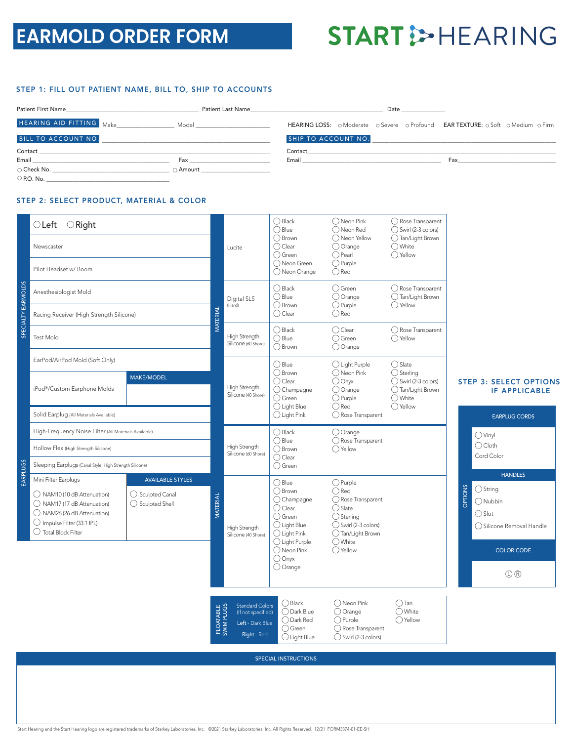# EARMOLD ORDER FORM

START HEARING

## STEP 1: FILL OUT PATIENT NAME, BILL TO, SHIP TO ACCOUNTS

Patient First Name________________ Patient Last Name________________ Date ________

HEARING AID FITTING Make________ Model________

HEARING LOSS: ○ Moderate ○ Severe ○ Profound EAR TEXTURE: ○ Soft ○ Medium ○ Firm

BILL TO ACCOUNT NO. ________________

Contact ________________

Email ________________ Fax ________________

○ Check No. ________________ ○ Amount ________________

○ P.O. No. ________________

SHIP TO ACCOUNT NO. ________________

Contact ________________

Email ________________ Fax ________________

## STEP 2: SELECT PRODUCT, MATERIAL & COLOR

○ Left ○ Right

**SPECIALTY EARMOLDS**

- Newscaster
- Pilot Headset w/ Boom
- Anesthesiologist Mold
- Racing Receiver (High Strength Silicone)
- Test Mold
- EarPod/AirPod Mold (Soft Only)
- iPod®/Custom Earphone Molds — MAKE/MODEL ________

**EARPLUGS**

- Solid Earplug (All Materials Available)
- High-Frequency Noise Filter (All Materials Available)
- Hollow Flex (High Strength Silicone)
- Sleeping Earplugs (Canal Style, High Strength Silicone)
- Mini Filter Earplugs
  - ○ NAM10 (10 dB Attenuation)
  - ○ NAM17 (17 dB Attenuation)
  - ○ NAM26 (26 dB Attenuation)
  - ○ Impulse Filter (33.1 IPL)
  - ○ Total Block Filter
  - AVAILABLE STYLES: ○ Sculpted Canal ○ Sculpted Shell

**MATERIAL**

| Material | Colors | | |
|---|---|---|---|
| Lucite | ○ Black<br>○ Blue<br>○ Brown<br>○ Clear<br>○ Green<br>○ Neon Green<br>○ Neon Orange | ○ Neon Pink<br>○ Neon Red<br>○ Neon Yellow<br>○ Orange<br>○ Pearl<br>○ Purple<br>○ Red | ○ Rose Transparent<br>○ Swirl (2-3 colors)<br>○ Tan/Light Brown<br>○ White<br>○ Yellow |
| Digital SLS (Hard) | ○ Black<br>○ Blue<br>○ Brown<br>○ Clear | ○ Green<br>○ Orange<br>○ Purple<br>○ Red | ○ Rose Transparent<br>○ Tan/Light Brown<br>○ Yellow |
| High Strength Silicone (60 Shore) | ○ Black<br>○ Blue<br>○ Brown | ○ Clear<br>○ Green<br>○ Orange | ○ Rose Transparent<br>○ Yellow |
| High Strength Silicone (40 Shore) | ○ Blue<br>○ Brown<br>○ Clear<br>○ Champagne<br>○ Green<br>○ Light Blue<br>○ Light Pink | ○ Light Purple<br>○ Neon Pink<br>○ Onyx<br>○ Orange<br>○ Purple<br>○ Red<br>○ Rose Transparent | ○ Slate<br>○ Sterling<br>○ Swirl (2-3 colors)<br>○ Tan/Light Brown<br>○ White<br>○ Yellow |
| High Strength Silicone (60 Shore) | ○ Black<br>○ Blue<br>○ Brown<br>○ Clear<br>○ Green | ○ Orange<br>○ Rose Transparent<br>○ Yellow | |
| High Strength Silicone (40 Shore) | ○ Blue<br>○ Brown<br>○ Champagne<br>○ Clear<br>○ Green<br>○ Light Blue<br>○ Light Pink<br>○ Light Purple<br>○ Neon Pink<br>○ Onyx<br>○ Orange | ○ Purple<br>○ Red<br>○ Rose Transparent<br>○ Slate<br>○ Sterling<br>○ Swirl (2-3 colors)<br>○ Tan/Light Brown<br>○ White<br>○ Yellow | |

**FLOATABLE SWIM PLUGS**

Standard Colors (If not specified) Left - Dark Blue, Right - Red

| | | |
|---|---|---|
| ○ Black<br>○ Dark Blue<br>○ Dark Red<br>○ Green<br>○ Light Blue | ○ Neon Pink<br>○ Orange<br>○ Purple<br>○ Rose Transparent<br>○ Swirl (2-3 colors) | ○ Tan<br>○ White<br>○ Yellow |

## STEP 3: SELECT OPTIONS IF APPLICABLE

**OPTIONS**

EARPLUG CORDS

- ○ Vinyl
- ○ Cloth
- Cord Color

HANDLES

- ○ String
- ○ Nubbin
- ○ Slot
- ○ Silicone Removal Handle

COLOR CODE

Ⓛ Ⓡ

**SPECIAL INSTRUCTIONS**

Start Hearing and the Start Hearing logo are registered trademarks of Starkey Laboratories, Inc. ©2021 Starkey Laboratories, Inc. All Rights Reserved. 12/21 FORM3374-01-EE-SH